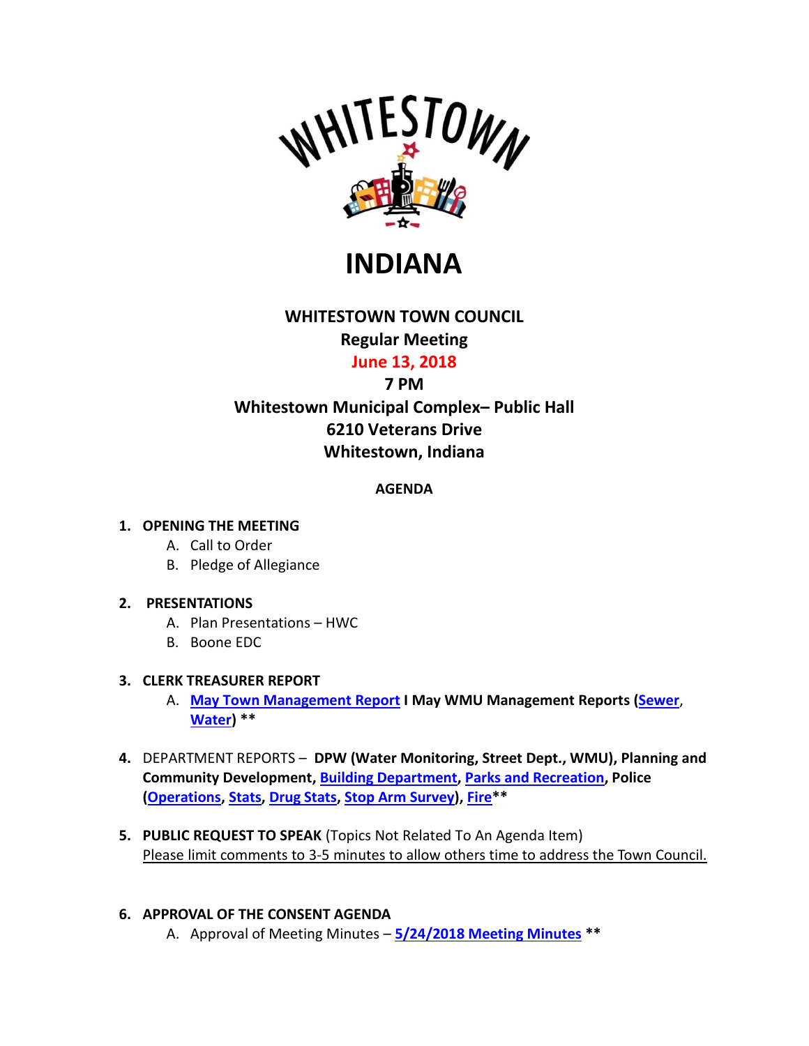WHITESTOWN

# INDIANA

## WHITESTOWN TOWN COUNCIL

**Regular Meeting**

**June 13, 2018**

**7 PM**

**Whitestown Municipal Complex– Public Hall**
**6210 Veterans Drive**
**Whitestown, Indiana**

**AGENDA**

1. **OPENING THE MEETING**
   A. Call to Order
   B. Pledge of Allegiance

2. **PRESENTATIONS**
   A. Plan Presentations – HWC
   B. Boone EDC

3. **CLERK TREASURER REPORT**
   A. **May Town Management Report I May WMU Management Reports (Sewer, Water) ****

4. DEPARTMENT REPORTS – **DPW (Water Monitoring, Street Dept., WMU), Planning and Community Development, Building Department, Parks and Recreation, Police (Operations, Stats, Drug Stats, Stop Arm Survey), Fire****

5. **PUBLIC REQUEST TO SPEAK** (Topics Not Related To An Agenda Item)
   Please limit comments to 3-5 minutes to allow others time to address the Town Council.

6. **APPROVAL OF THE CONSENT AGENDA**
   A. Approval of Meeting Minutes – **5/24/2018 Meeting Minutes ****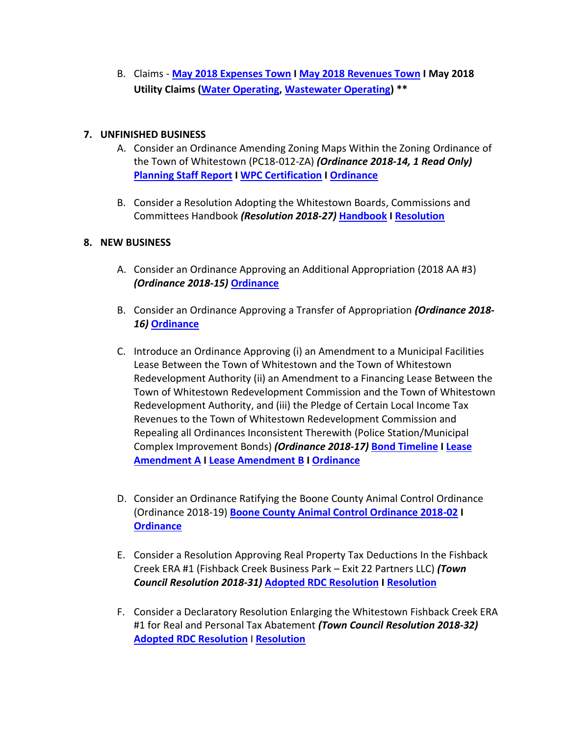B. Claims - **May 2018 Expenses Town** **I** **May 2018 Revenues Town** **I May 2018 Utility Claims (Water Operating, Wastewater Operating) \*\***

**7. UNFINISHED BUSINESS**

A. Consider an Ordinance Amending Zoning Maps Within the Zoning Ordinance of the Town of Whitestown (PC18-012-ZA) ***(Ordinance 2018-14, 1 Read Only)*** **Planning Staff Report** **I** **WPC Certification** **I** **Ordinance**

B. Consider a Resolution Adopting the Whitestown Boards, Commissions and Committees Handbook ***(Resolution 2018-27)*** **Handbook** **I** **Resolution**

**8. NEW BUSINESS**

A. Consider an Ordinance Approving an Additional Appropriation (2018 AA #3) ***(Ordinance 2018-15)*** **Ordinance**

B. Consider an Ordinance Approving a Transfer of Appropriation ***(Ordinance 2018-16)*** **Ordinance**

C. Introduce an Ordinance Approving (i) an Amendment to a Municipal Facilities Lease Between the Town of Whitestown and the Town of Whitestown Redevelopment Authority (ii) an Amendment to a Financing Lease Between the Town of Whitestown Redevelopment Commission and the Town of Whitestown Redevelopment Authority, and (iii) the Pledge of Certain Local Income Tax Revenues to the Town of Whitestown Redevelopment Commission and Repealing all Ordinances Inconsistent Therewith (Police Station/Municipal Complex Improvement Bonds) ***(Ordinance 2018-17)*** **Bond Timeline** **I** **Lease Amendment A** **I** **Lease Amendment B** **I** **Ordinance**

D. Consider an Ordinance Ratifying the Boone County Animal Control Ordinance (Ordinance 2018-19) **Boone County Animal Control Ordinance 2018-02** **I** **Ordinance**

E. Consider a Resolution Approving Real Property Tax Deductions In the Fishback Creek ERA #1 (Fishback Creek Business Park – Exit 22 Partners LLC) ***(Town Council Resolution 2018-31)*** **Adopted RDC Resolution** **I** **Resolution**

F. Consider a Declaratory Resolution Enlarging the Whitestown Fishback Creek ERA #1 for Real and Personal Tax Abatement ***(Town Council Resolution 2018-32)*** **Adopted RDC Resolution** I **Resolution**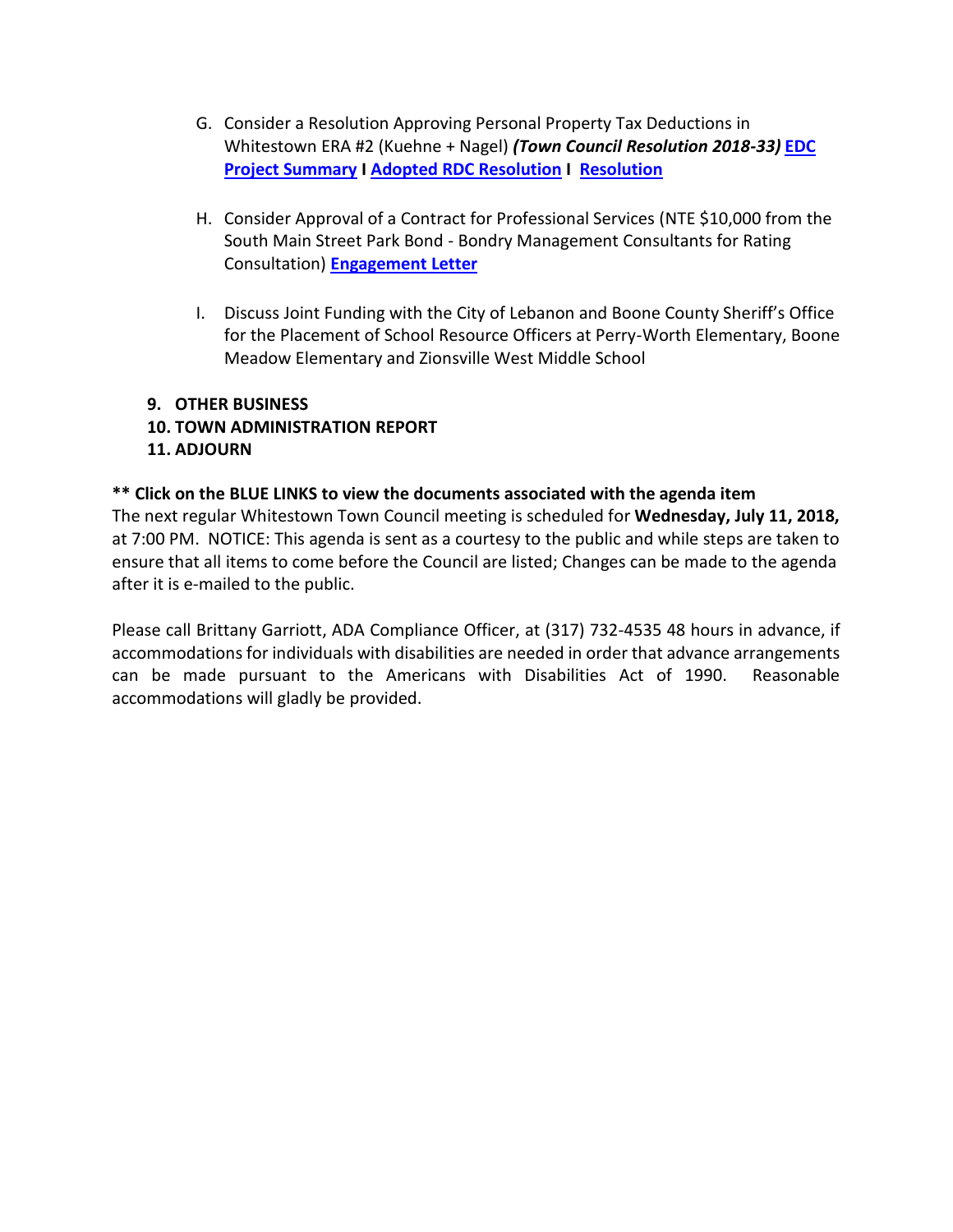G. Consider a Resolution Approving Personal Property Tax Deductions in Whitestown ERA #2 (Kuehne + Nagel) ***(Town Council Resolution 2018-33)*** **EDC Project Summary** **I** **Adopted RDC Resolution** **I** **Resolution**

H. Consider Approval of a Contract for Professional Services (NTE $10,000 from the South Main Street Park Bond - Bondry Management Consultants for Rating Consultation) **Engagement Letter**

I. Discuss Joint Funding with the City of Lebanon and Boone County Sheriff's Office for the Placement of School Resource Officers at Perry-Worth Elementary, Boone Meadow Elementary and Zionsville West Middle School

**9. OTHER BUSINESS**
**10. TOWN ADMINISTRATION REPORT**
**11. ADJOURN**

**** Click on the BLUE LINKS to view the documents associated with the agenda item**
The next regular Whitestown Town Council meeting is scheduled for **Wednesday, July 11, 2018,** at 7:00 PM. NOTICE: This agenda is sent as a courtesy to the public and while steps are taken to ensure that all items to come before the Council are listed; Changes can be made to the agenda after it is e-mailed to the public.

Please call Brittany Garriott, ADA Compliance Officer, at (317) 732-4535 48 hours in advance, if accommodations for individuals with disabilities are needed in order that advance arrangements can be made pursuant to the Americans with Disabilities Act of 1990. Reasonable accommodations will gladly be provided.